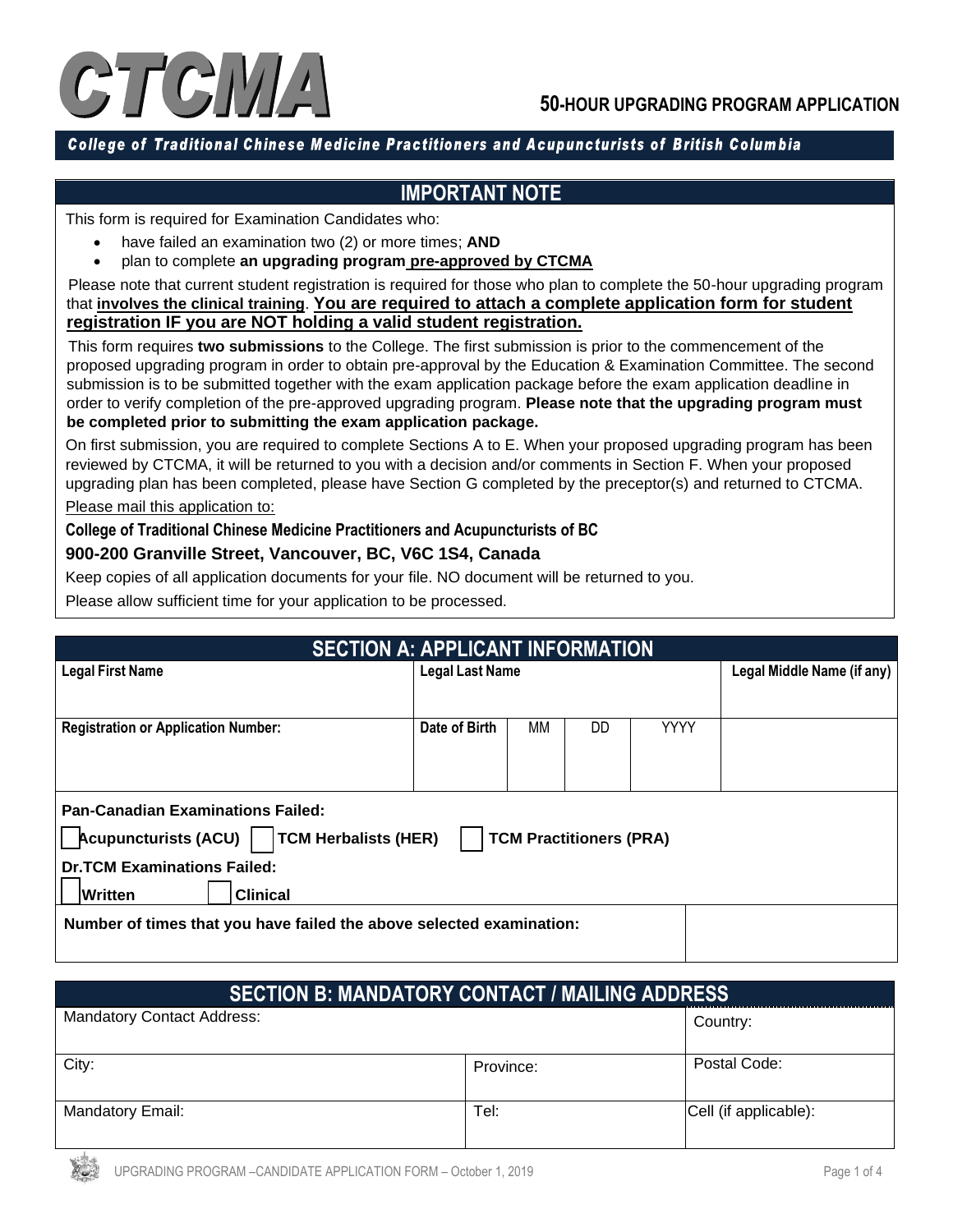# CTCMA

## 50-HOUR UPGRADING PROGRAM APPLICATION

***College of Traditional Chinese Medicine Practitioners and Acupuncturists of British Columbia***

## IMPORTANT NOTE

This form is required for Examination Candidates who:

- have failed an examination two (2) or more times; **AND**
- plan to complete **an upgrading program pre-approved by CTCMA**

Please note that current student registration is required for those who plan to complete the 50-hour upgrading program that **involves the clinical training**. **You are required to attach a complete application form for student registration IF you are NOT holding a valid student registration.**

This form requires **two submissions** to the College. The first submission is prior to the commencement of the proposed upgrading program in order to obtain pre-approval by the Education & Examination Committee. The second submission is to be submitted together with the exam application package before the exam application deadline in order to verify completion of the pre-approved upgrading program. **Please note that the upgrading program must be completed prior to submitting the exam application package.**

On first submission, you are required to complete Sections A to E. When your proposed upgrading program has been reviewed by CTCMA, it will be returned to you with a decision and/or comments in Section F. When your proposed upgrading plan has been completed, please have Section G completed by the preceptor(s) and returned to CTCMA.

Please mail this application to:

**College of Traditional Chinese Medicine Practitioners and Acupuncturists of BC**

**900-200 Granville Street, Vancouver, BC, V6C 1S4, Canada**

Keep copies of all application documents for your file. NO document will be returned to you.

Please allow sufficient time for your application to be processed.

## SECTION A: APPLICANT INFORMATION

| Legal First Name | Legal Last Name | | | | Legal Middle Name (if any) |
|---|---|---|---|---|---|
| | | | | | |
| **Registration or Application Number:** | **Date of Birth** | MM | DD | YYYY | |
| | | | | | |

**Pan-Canadian Examinations Failed:**

☐ **Acupuncturists (ACU)** ☐ **TCM Herbalists (HER)** ☐ **TCM Practitioners (PRA)**

**Dr.TCM Examinations Failed:**

☐ **Written** ☐ **Clinical**

| Number of times that you have failed the above selected examination: | |
|---|---|

## SECTION B: MANDATORY CONTACT / MAILING ADDRESS

| Mandatory Contact Address: | | Country: |
|---|---|---|
| City: | Province: | Postal Code: |
| Mandatory Email: | Tel: | Cell (if applicable): |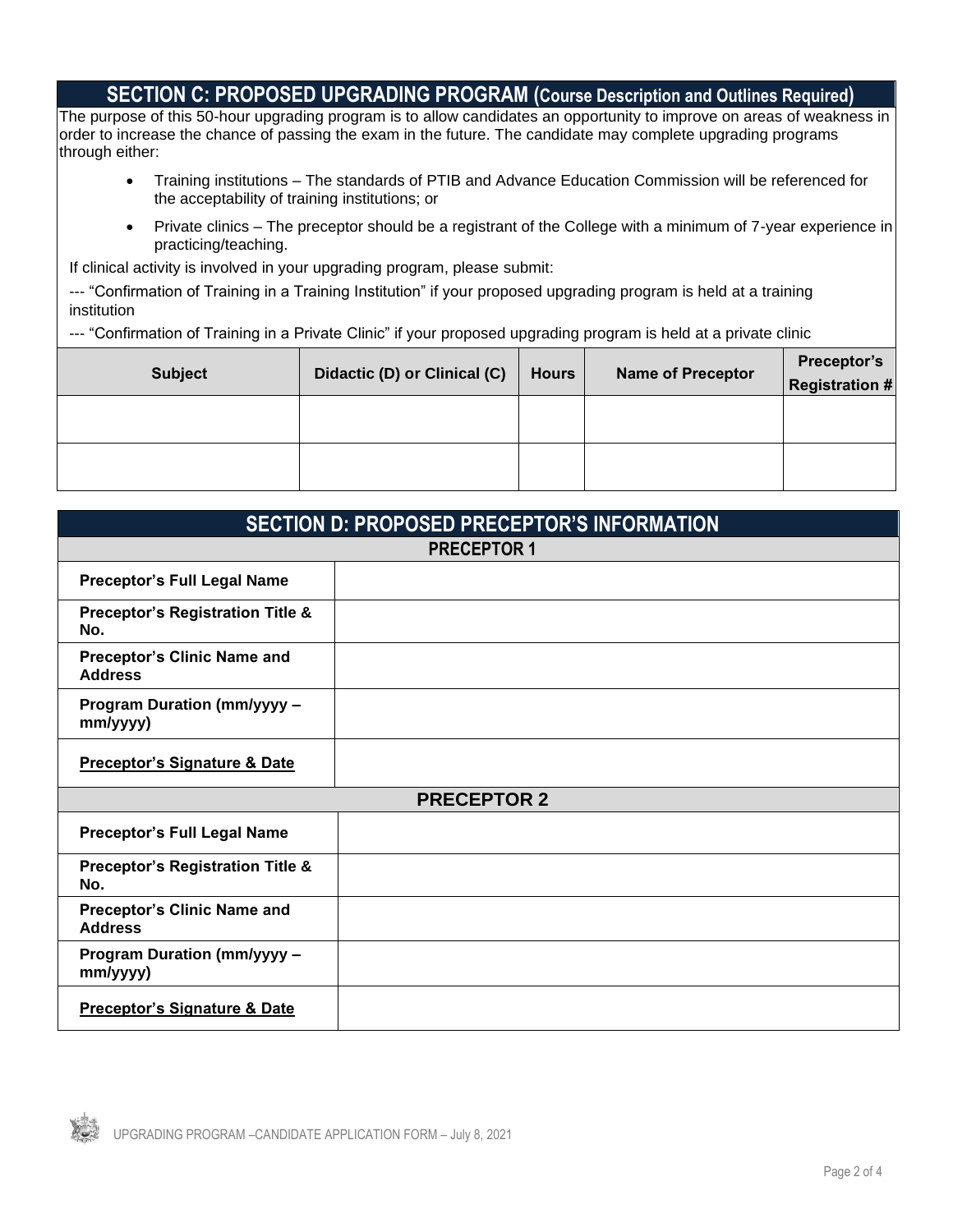## SECTION C: PROPOSED UPGRADING PROGRAM (Course Description and Outlines Required)

The purpose of this 50-hour upgrading program is to allow candidates an opportunity to improve on areas of weakness in order to increase the chance of passing the exam in the future. The candidate may complete upgrading programs through either:

- Training institutions – The standards of PTIB and Advance Education Commission will be referenced for the acceptability of training institutions; or
- Private clinics – The preceptor should be a registrant of the College with a minimum of 7-year experience in practicing/teaching.

If clinical activity is involved in your upgrading program, please submit:

--- "Confirmation of Training in a Training Institution" if your proposed upgrading program is held at a training institution

--- "Confirmation of Training in a Private Clinic" if your proposed upgrading program is held at a private clinic

| Subject | Didactic (D) or Clinical (C) | Hours | Name of Preceptor | Preceptor's Registration # |
|---|---|---|---|---|
| | | | | |
| | | | | |

## SECTION D: PROPOSED PRECEPTOR'S INFORMATION

| PRECEPTOR 1 | |
|---|---|
| **Preceptor's Full Legal Name** | |
| **Preceptor's Registration Title & No.** | |
| **Preceptor's Clinic Name and Address** | |
| **Program Duration (mm/yyyy – mm/yyyy)** | |
| **Preceptor's Signature & Date** | |

| PRECEPTOR 2 | |
|---|---|
| **Preceptor's Full Legal Name** | |
| **Preceptor's Registration Title & No.** | |
| **Preceptor's Clinic Name and Address** | |
| **Program Duration (mm/yyyy – mm/yyyy)** | |
| **Preceptor's Signature & Date** | |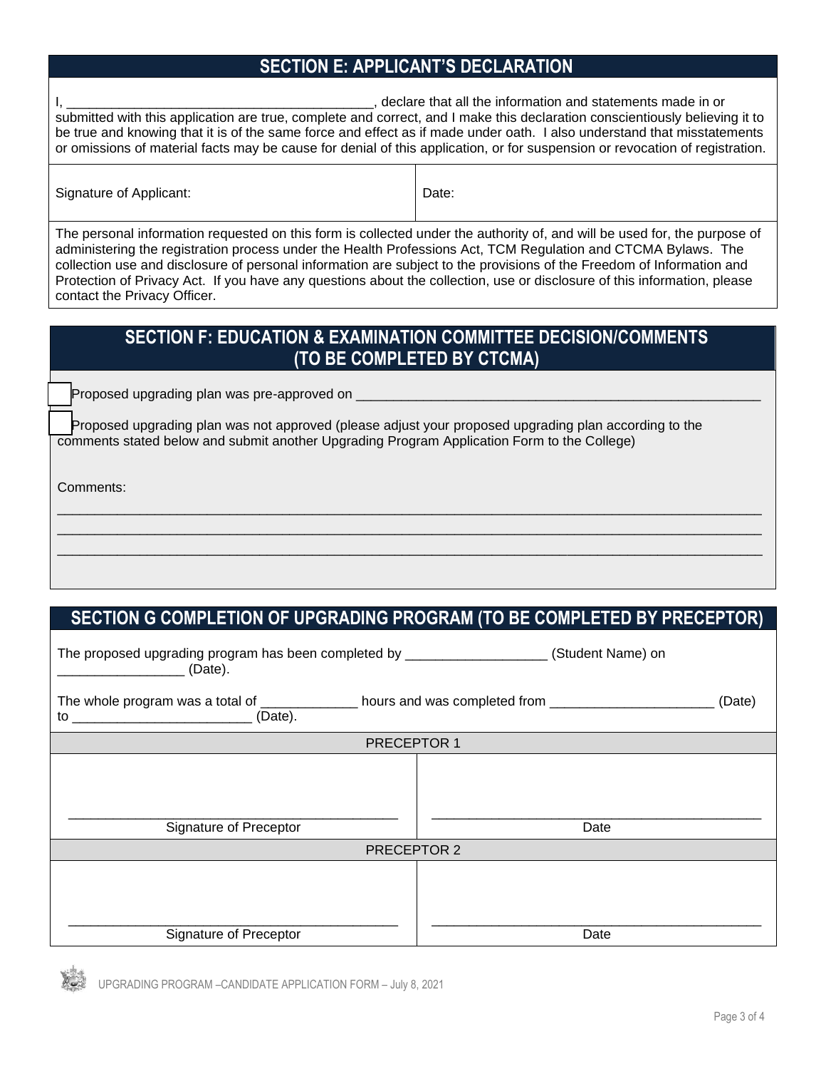## SECTION E: APPLICANT'S DECLARATION

I, ________________________________________, declare that all the information and statements made in or submitted with this application are true, complete and correct, and I make this declaration conscientiously believing it to be true and knowing that it is of the same force and effect as if made under oath. I also understand that misstatements or omissions of material facts may be cause for denial of this application, or for suspension or revocation of registration.

| | |
|---|---|
| Signature of Applicant: | Date: |

The personal information requested on this form is collected under the authority of, and will be used for, the purpose of administering the registration process under the Health Professions Act, TCM Regulation and CTCMA Bylaws. The collection use and disclosure of personal information are subject to the provisions of the Freedom of Information and Protection of Privacy Act. If you have any questions about the collection, use or disclosure of this information, please contact the Privacy Officer.

## SECTION F: EDUCATION & EXAMINATION COMMITTEE DECISION/COMMENTS (TO BE COMPLETED BY CTCMA)

☐ Proposed upgrading plan was pre-approved on ________________________________________________________

☐ Proposed upgrading plan was not approved (please adjust your proposed upgrading plan according to the comments stated below and submit another Upgrading Program Application Form to the College)

Comments:

______________________________________________________________________________________________

______________________________________________________________________________________________

______________________________________________________________________________________________

## SECTION G COMPLETION OF UPGRADING PROGRAM (TO BE COMPLETED BY PRECEPTOR)

The proposed upgrading program has been completed by ___________________ (Student Name) on _________________ (Date).

The whole program was a total of _____________ hours and was completed from ______________________ (Date) to ________________________ (Date).

| PRECEPTOR 1 | |
|---|---|
| ________________________________________ Signature of Preceptor | ________________________________________ Date |

| PRECEPTOR 2 | |
|---|---|
| ________________________________________ Signature of Preceptor | ________________________________________ Date |

UPGRADING PROGRAM –CANDIDATE APPLICATION FORM – July 8, 2021